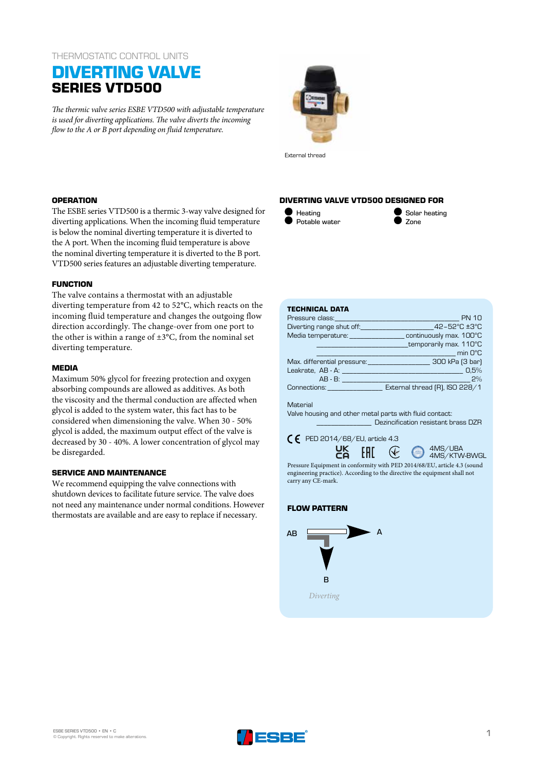THERMOSTATIC CONTROL UNITS

# DIVERTING VALVE
## SERIES VTD500

*The thermic valve series ESBE VTD500 with adjustable temperature is used for diverting applications. The valve diverts the incoming flow to the A or B port depending on fluid temperature.*

External thread

### OPERATION

The ESBE series VTD500 is a thermic 3-way valve designed for diverting applications. When the incoming fluid temperature is below the nominal diverting temperature it is diverted to the A port. When the incoming fluid temperature is above the nominal diverting temperature it is diverted to the B port. VTD500 series features an adjustable diverting temperature.

### FUNCTION

The valve contains a thermostat with an adjustable diverting temperature from 42 to 52°C, which reacts on the incoming fluid temperature and changes the outgoing flow direction accordingly. The change-over from one port to the other is within a range of ±3°C, from the nominal set diverting temperature.

### MEDIA

Maximum 50% glycol for freezing protection and oxygen absorbing compounds are allowed as additives. As both the viscosity and the thermal conduction are affected when glycol is added to the system water, this fact has to be considered when dimensioning the valve. When 30 - 50% glycol is added, the maximum output effect of the valve is decreased by 30 - 40%. A lower concentration of glycol may be disregarded.

### SERVICE AND MAINTENANCE

We recommend equipping the valve connections with shutdown devices to facilitate future service. The valve does not need any maintenance under normal conditions. However thermostats are available and are easy to replace if necessary.

### DIVERTING VALVE VTD500 DESIGNED FOR

- Heating
- Potable water
- Solar heating
- Zone

### TECHNICAL DATA

| | |
|---|---|
| Pressure class: | PN 10 |
| Diverting range shut off: | 42–52°C ±3°C |
| Media temperature: | continuously max. 100°C |
| | temporarily max. 110°C |
| | min 0°C |
| Max. differential pressure: | 300 kPa (3 bar) |
| Leakrate, AB - A: | 0,5% |
| AB - B: | 2% |
| Connections: | External thread (R), ISO 228/1 |

Material
Valve housing and other metal parts with fluid contact: Dezincification resistant brass DZR

CE PED 2014/68/EU, article 4.3

UK CA, EAC, 4MS/UBA, 4MS/KTW-BWGL

Pressure Equipment in conformity with PED 2014/68/EU, article 4.3 (sound engineering practice). According to the directive the equipment shall not carry any CE-mark.

### FLOW PATTERN

AB → A, B

*Diverting*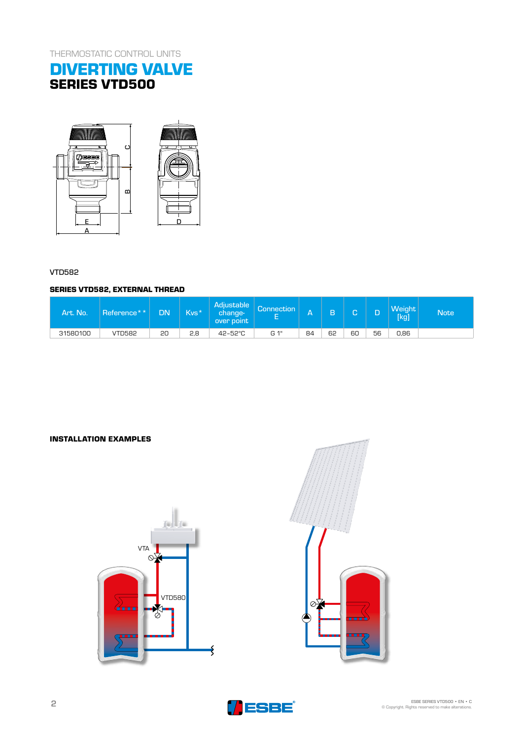THERMOSTATIC CONTROL UNITS

# DIVERTING VALVE
## SERIES VTD500

E
A
C
B
D

VTD582

### SERIES VTD582, EXTERNAL THREAD

| Art. No. | Reference** | DN | Kvs* | Adjustable change-over point | Connection E | A | B | C | D | Weight [kg] | Note |
|---|---|---|---|---|---|---|---|---|---|---|---|
| 31580100 | VTD582 | 20 | 2,8 | 42–52°C | G 1" | 84 | 62 | 60 | 56 | 0,86 | |

### INSTALLATION EXAMPLES

VTA
VTD580